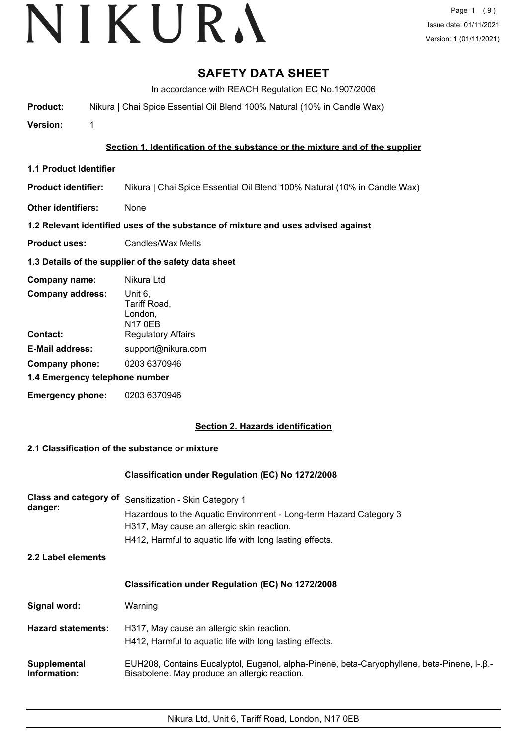# SAFETY DATA SHEET

In accordance with REACH Regulation EC No.1907/2006

**Product:** Nikura | Chai Spice Essential Oil Blend 100% Natural (10% in Candle Wax)

**Version:** 1

## Section 1. Identification of the substance or the mixture and of the supplier

### 1.1 Product Identifier

**Product identifier:** Nikura | Chai Spice Essential Oil Blend 100% Natural (10% in Candle Wax)

**Other identifiers:** None

### 1.2 Relevant identified uses of the substance of mixture and uses advised against

**Product uses:** Candles/Wax Melts

### 1.3 Details of the supplier of the safety data sheet

**Company name:** Nikura Ltd

**Company address:** Unit 6, Tariff Road, London, N17 0EB

**Contact:** Regulatory Affairs

**E-Mail address:** support@nikura.com

**Company phone:** 0203 6370946

### 1.4 Emergency telephone number

**Emergency phone:** 0203 6370946

## Section 2. Hazards identification

### 2.1 Classification of the substance or mixture

**Classification under Regulation (EC) No 1272/2008**

**Class and category of danger:**
Sensitization - Skin Category 1
Hazardous to the Aquatic Environment - Long-term Hazard Category 3
H317, May cause an allergic skin reaction.
H412, Harmful to aquatic life with long lasting effects.

### 2.2 Label elements

**Classification under Regulation (EC) No 1272/2008**

**Signal word:** Warning

**Hazard statements:**
H317, May cause an allergic skin reaction.
H412, Harmful to aquatic life with long lasting effects.

**Supplemental Information:** EUH208, Contains Eucalyptol, Eugenol, alpha-Pinene, beta-Caryophyllene, beta-Pinene, l-.β.-Bisabolene. May produce an allergic reaction.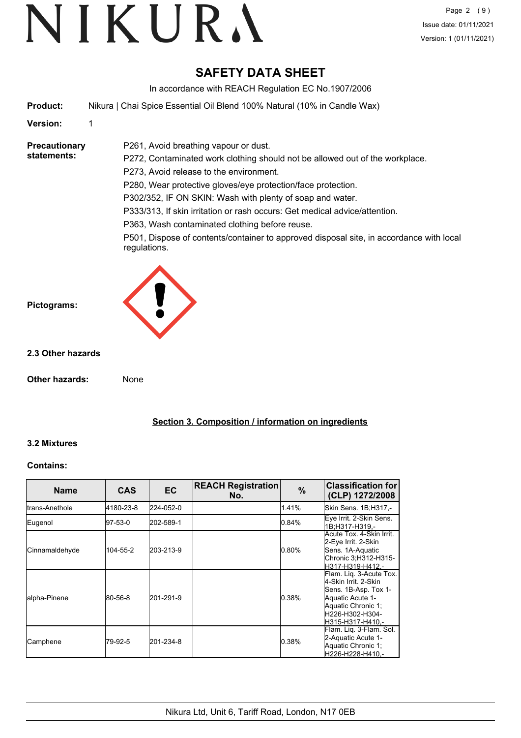# SAFETY DATA SHEET

In accordance with REACH Regulation EC No.1907/2006

**Product:** Nikura | Chai Spice Essential Oil Blend 100% Natural (10% in Candle Wax)

**Version:** 1

**Precautionary statements:**

P261, Avoid breathing vapour or dust.

P272, Contaminated work clothing should not be allowed out of the workplace.

P273, Avoid release to the environment.

P280, Wear protective gloves/eye protection/face protection.

P302/352, IF ON SKIN: Wash with plenty of soap and water.

P333/313, If skin irritation or rash occurs: Get medical advice/attention.

P363, Wash contaminated clothing before reuse.

P501, Dispose of contents/container to approved disposal site, in accordance with local regulations.

**Pictograms:**

### 2.3 Other hazards

**Other hazards:** None

## Section 3. Composition / information on ingredients

### 3.2 Mixtures

**Contains:**

| Name | CAS | EC | REACH Registration No. | % | Classification for (CLP) 1272/2008 |
|---|---|---|---|---|---|
| trans-Anethole | 4180-23-8 | 224-052-0 | | 1.41% | Skin Sens. 1B;H317,- |
| Eugenol | 97-53-0 | 202-589-1 | | 0.84% | Eye Irrit. 2-Skin Sens. 1B;H317-H319,- |
| Cinnamaldehyde | 104-55-2 | 203-213-9 | | 0.80% | Acute Tox. 4-Skin Irrit. 2-Eye Irrit. 2-Skin Sens. 1A-Aquatic Chronic 3;H312-H315-H317-H319-H412,- |
| alpha-Pinene | 80-56-8 | 201-291-9 | | 0.38% | Flam. Liq. 3-Acute Tox. 4-Skin Irrit. 2-Skin Sens. 1B-Asp. Tox 1-Aquatic Acute 1-Aquatic Chronic 1;H226-H302-H304-H315-H317-H410,- |
| Camphene | 79-92-5 | 201-234-8 | | 0.38% | Flam. Liq. 3-Flam. Sol. 2-Aquatic Acute 1-Aquatic Chronic 1;H226-H228-H410,- |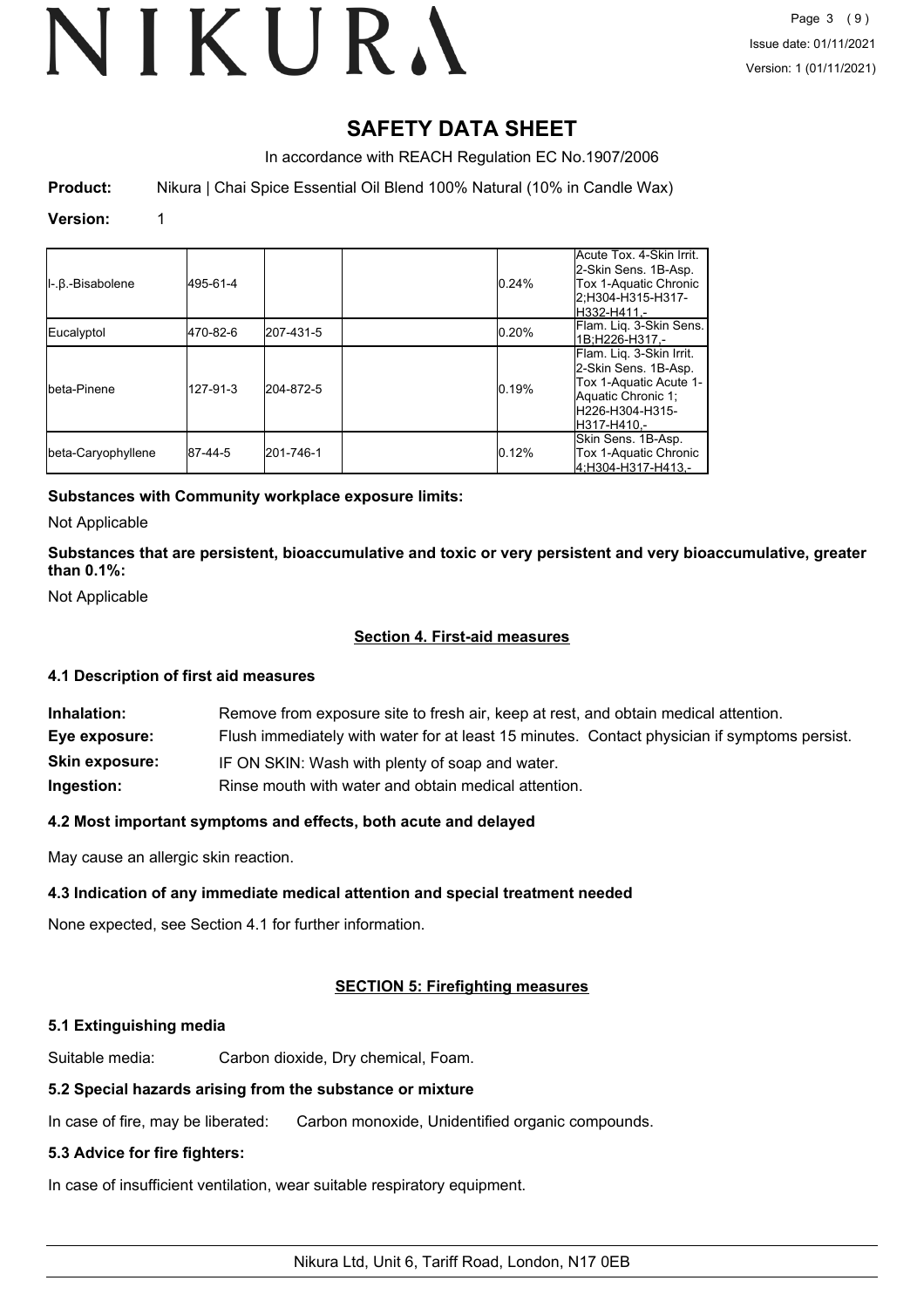# SAFETY DATA SHEET

In accordance with REACH Regulation EC No.1907/2006

**Product:** Nikura | Chai Spice Essential Oil Blend 100% Natural (10% in Candle Wax)

**Version:** 1

| | | | | | |
|---|---|---|---|---|---|
| l-.β.-Bisabolene | 495-61-4 | | | 0.24% | Acute Tox. 4-Skin Irrit. 2-Skin Sens. 1B-Asp. Tox 1-Aquatic Chronic 2;H304-H315-H317-H332-H411,- |
| Eucalyptol | 470-82-6 | 207-431-5 | | 0.20% | Flam. Liq. 3-Skin Sens. 1B;H226-H317,- |
| beta-Pinene | 127-91-3 | 204-872-5 | | 0.19% | Flam. Liq. 3-Skin Irrit. 2-Skin Sens. 1B-Asp. Tox 1-Aquatic Acute 1-Aquatic Chronic 1; H226-H304-H315-H317-H410,- |
| beta-Caryophyllene | 87-44-5 | 201-746-1 | | 0.12% | Skin Sens. 1B-Asp. Tox 1-Aquatic Chronic 4;H304-H317-H413,- |

**Substances with Community workplace exposure limits:**

Not Applicable

**Substances that are persistent, bioaccumulative and toxic or very persistent and very bioaccumulative, greater than 0.1%:**

Not Applicable

## Section 4. First-aid measures

### 4.1 Description of first aid measures

**Inhalation:** Remove from exposure site to fresh air, keep at rest, and obtain medical attention.

**Eye exposure:** Flush immediately with water for at least 15 minutes. Contact physician if symptoms persist.

**Skin exposure:** IF ON SKIN: Wash with plenty of soap and water.

**Ingestion:** Rinse mouth with water and obtain medical attention.

### 4.2 Most important symptoms and effects, both acute and delayed

May cause an allergic skin reaction.

### 4.3 Indication of any immediate medical attention and special treatment needed

None expected, see Section 4.1 for further information.

## SECTION 5: Firefighting measures

### 5.1 Extinguishing media

Suitable media: Carbon dioxide, Dry chemical, Foam.

### 5.2 Special hazards arising from the substance or mixture

In case of fire, may be liberated: Carbon monoxide, Unidentified organic compounds.

### 5.3 Advice for fire fighters:

In case of insufficient ventilation, wear suitable respiratory equipment.

Nikura Ltd, Unit 6, Tariff Road, London, N17 0EB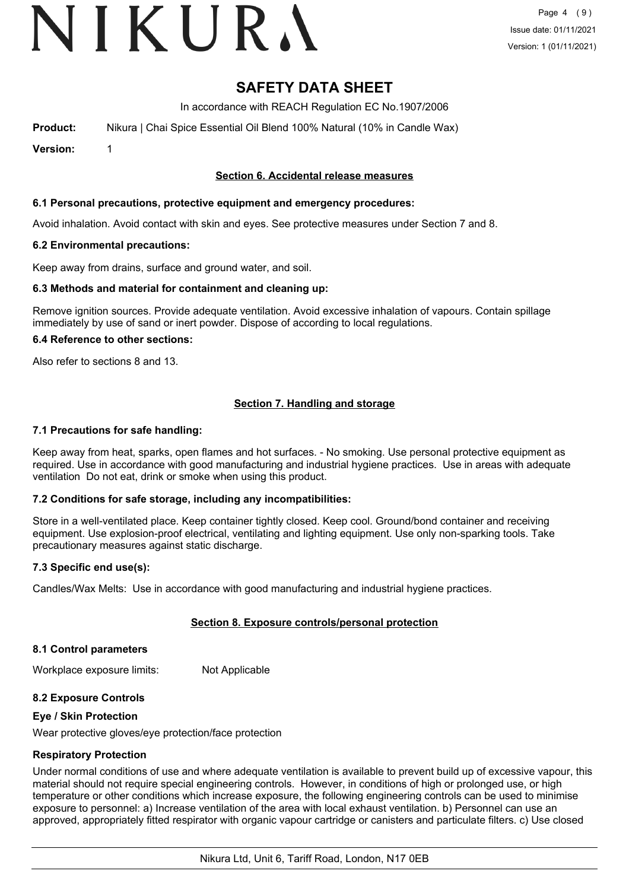# SAFETY DATA SHEET

In accordance with REACH Regulation EC No.1907/2006

**Product:** Nikura | Chai Spice Essential Oil Blend 100% Natural (10% in Candle Wax)

**Version:** 1

## Section 6. Accidental release measures

### 6.1 Personal precautions, protective equipment and emergency procedures:

Avoid inhalation. Avoid contact with skin and eyes. See protective measures under Section 7 and 8.

### 6.2 Environmental precautions:

Keep away from drains, surface and ground water, and soil.

### 6.3 Methods and material for containment and cleaning up:

Remove ignition sources. Provide adequate ventilation. Avoid excessive inhalation of vapours. Contain spillage immediately by use of sand or inert powder. Dispose of according to local regulations.

### 6.4 Reference to other sections:

Also refer to sections 8 and 13.

## Section 7. Handling and storage

### 7.1 Precautions for safe handling:

Keep away from heat, sparks, open flames and hot surfaces. - No smoking. Use personal protective equipment as required. Use in accordance with good manufacturing and industrial hygiene practices. Use in areas with adequate ventilation Do not eat, drink or smoke when using this product.

### 7.2 Conditions for safe storage, including any incompatibilities:

Store in a well-ventilated place. Keep container tightly closed. Keep cool. Ground/bond container and receiving equipment. Use explosion-proof electrical, ventilating and lighting equipment. Use only non-sparking tools. Take precautionary measures against static discharge.

### 7.3 Specific end use(s):

Candles/Wax Melts: Use in accordance with good manufacturing and industrial hygiene practices.

## Section 8. Exposure controls/personal protection

### 8.1 Control parameters

Workplace exposure limits: Not Applicable

### 8.2 Exposure Controls

#### Eye / Skin Protection

Wear protective gloves/eye protection/face protection

#### Respiratory Protection

Under normal conditions of use and where adequate ventilation is available to prevent build up of excessive vapour, this material should not require special engineering controls. However, in conditions of high or prolonged use, or high temperature or other conditions which increase exposure, the following engineering controls can be used to minimise exposure to personnel: a) Increase ventilation of the area with local exhaust ventilation. b) Personnel can use an approved, appropriately fitted respirator with organic vapour cartridge or canisters and particulate filters. c) Use closed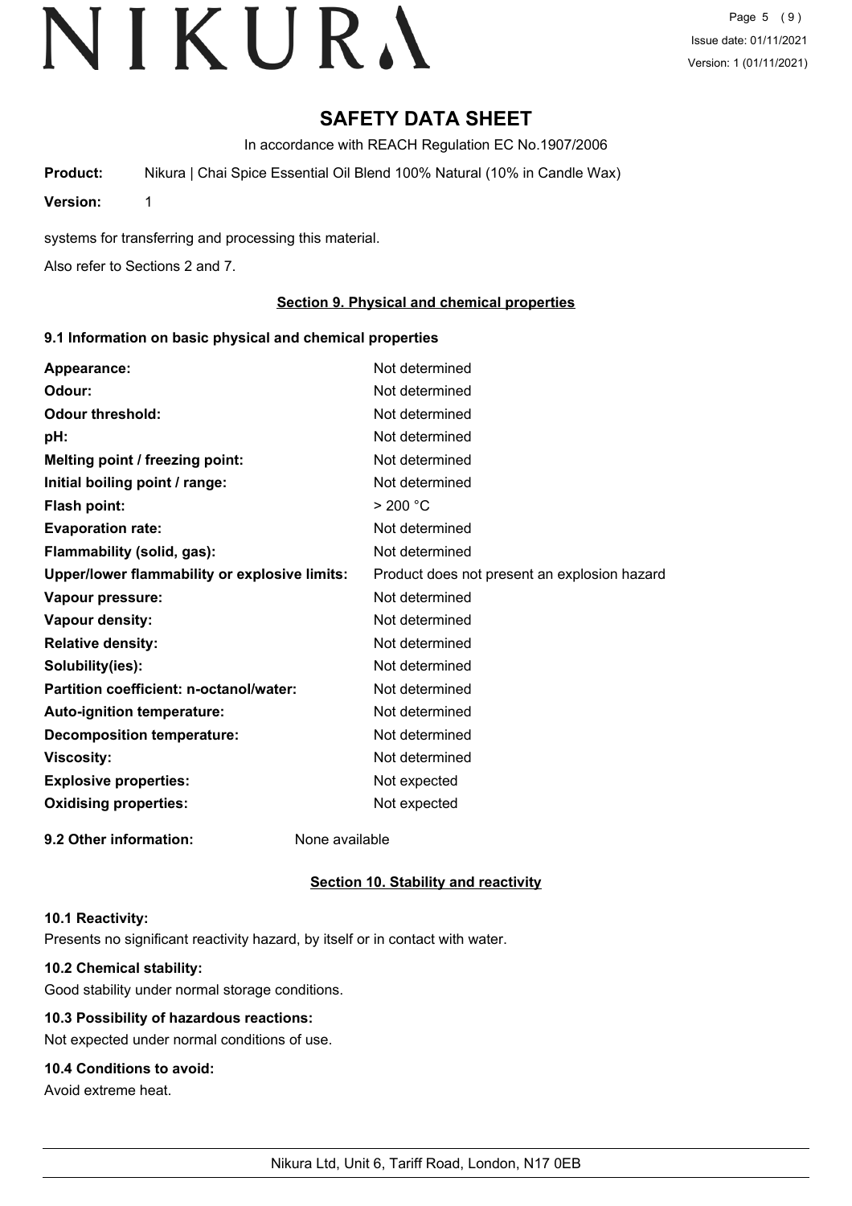# SAFETY DATA SHEET

In accordance with REACH Regulation EC No.1907/2006

**Product:** Nikura | Chai Spice Essential Oil Blend 100% Natural (10% in Candle Wax)

**Version:** 1

systems for transferring and processing this material.

Also refer to Sections 2 and 7.

## Section 9. Physical and chemical properties

### 9.1 Information on basic physical and chemical properties

| | |
|---|---|
| **Appearance:** | Not determined |
| **Odour:** | Not determined |
| **Odour threshold:** | Not determined |
| **pH:** | Not determined |
| **Melting point / freezing point:** | Not determined |
| **Initial boiling point / range:** | Not determined |
| **Flash point:** | > 200 °C |
| **Evaporation rate:** | Not determined |
| **Flammability (solid, gas):** | Not determined |
| **Upper/lower flammability or explosive limits:** | Product does not present an explosion hazard |
| **Vapour pressure:** | Not determined |
| **Vapour density:** | Not determined |
| **Relative density:** | Not determined |
| **Solubility(ies):** | Not determined |
| **Partition coefficient: n-octanol/water:** | Not determined |
| **Auto-ignition temperature:** | Not determined |
| **Decomposition temperature:** | Not determined |
| **Viscosity:** | Not determined |
| **Explosive properties:** | Not expected |
| **Oxidising properties:** | Not expected |

**9.2 Other information:** None available

## Section 10. Stability and reactivity

### 10.1 Reactivity:

Presents no significant reactivity hazard, by itself or in contact with water.

### 10.2 Chemical stability:

Good stability under normal storage conditions.

### 10.3 Possibility of hazardous reactions:

Not expected under normal conditions of use.

### 10.4 Conditions to avoid:

Avoid extreme heat.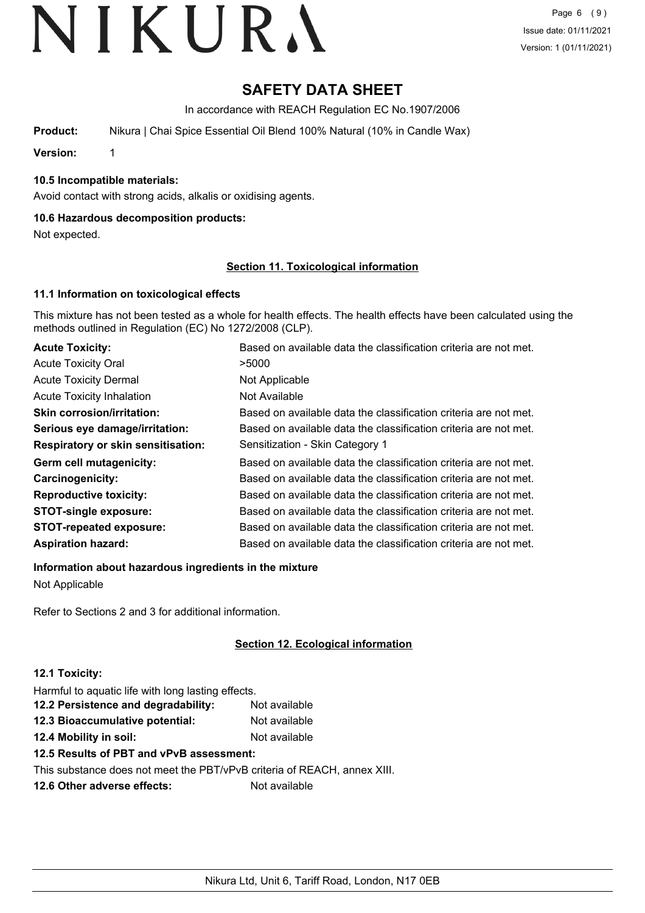# SAFETY DATA SHEET

In accordance with REACH Regulation EC No.1907/2006

**Product:** Nikura | Chai Spice Essential Oil Blend 100% Natural (10% in Candle Wax)

**Version:** 1

### 10.5 Incompatible materials:

Avoid contact with strong acids, alkalis or oxidising agents.

### 10.6 Hazardous decomposition products:

Not expected.

## Section 11. Toxicological information

### 11.1 Information on toxicological effects

This mixture has not been tested as a whole for health effects. The health effects have been calculated using the methods outlined in Regulation (EC) No 1272/2008 (CLP).

| | |
|---|---|
| **Acute Toxicity:** | Based on available data the classification criteria are not met. |
| Acute Toxicity Oral | >5000 |
| Acute Toxicity Dermal | Not Applicable |
| Acute Toxicity Inhalation | Not Available |
| **Skin corrosion/irritation:** | Based on available data the classification criteria are not met. |
| **Serious eye damage/irritation:** | Based on available data the classification criteria are not met. |
| **Respiratory or skin sensitisation:** | Sensitization - Skin Category 1 |
| **Germ cell mutagenicity:** | Based on available data the classification criteria are not met. |
| **Carcinogenicity:** | Based on available data the classification criteria are not met. |
| **Reproductive toxicity:** | Based on available data the classification criteria are not met. |
| **STOT-single exposure:** | Based on available data the classification criteria are not met. |
| **STOT-repeated exposure:** | Based on available data the classification criteria are not met. |
| **Aspiration hazard:** | Based on available data the classification criteria are not met. |

### Information about hazardous ingredients in the mixture

Not Applicable

Refer to Sections 2 and 3 for additional information.

## Section 12. Ecological information

### 12.1 Toxicity:

Harmful to aquatic life with long lasting effects.

| | |
|---|---|
| **12.2 Persistence and degradability:** | Not available |
| **12.3 Bioaccumulative potential:** | Not available |
| **12.4 Mobility in soil:** | Not available |

### 12.5 Results of PBT and vPvB assessment:

This substance does not meet the PBT/vPvB criteria of REACH, annex XIII.

**12.6 Other adverse effects:** Not available

Nikura Ltd, Unit 6, Tariff Road, London, N17 0EB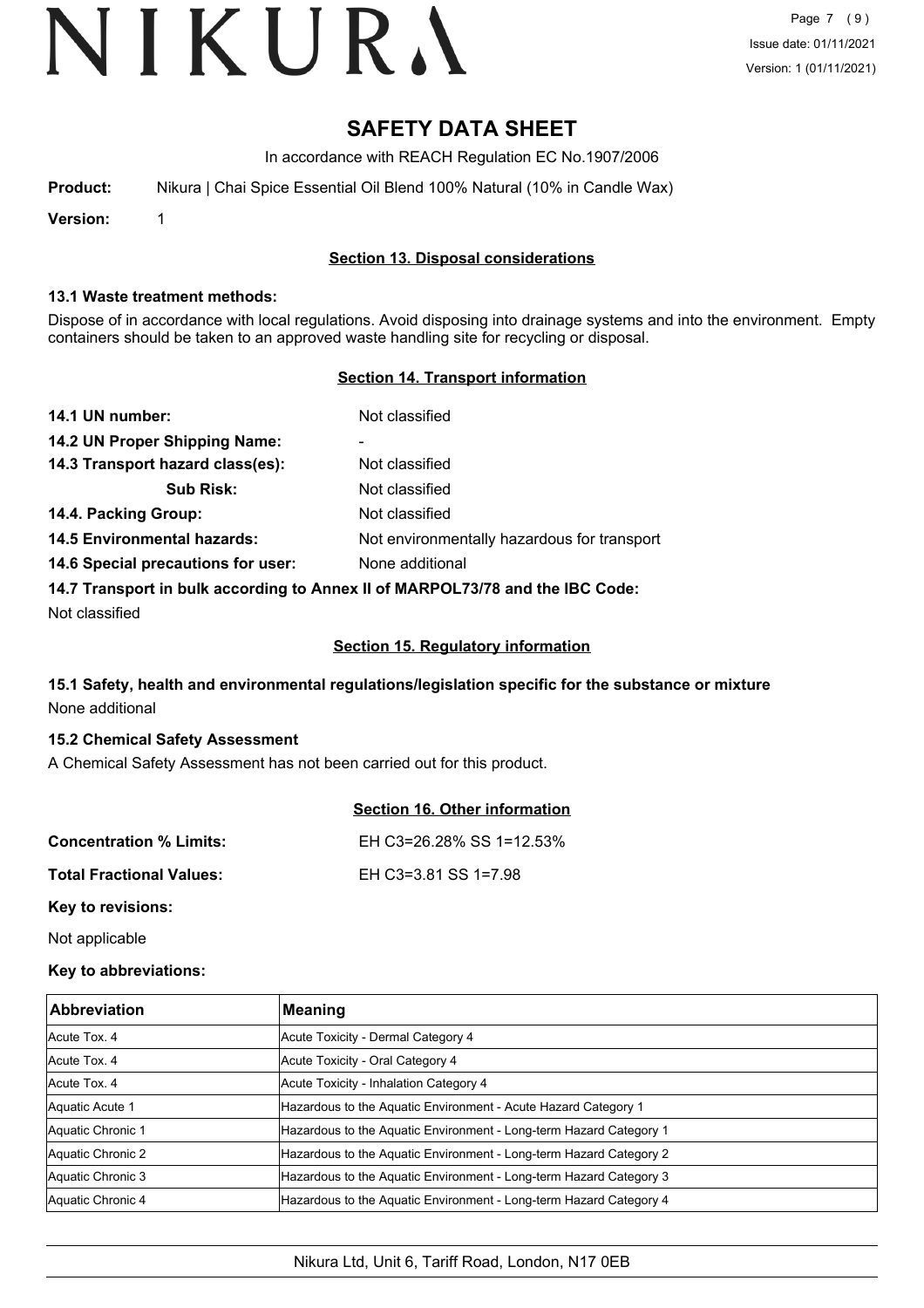# SAFETY DATA SHEET

In accordance with REACH Regulation EC No.1907/2006

**Product:** Nikura | Chai Spice Essential Oil Blend 100% Natural (10% in Candle Wax)

**Version:** 1

## Section 13. Disposal considerations

### 13.1 Waste treatment methods:

Dispose of in accordance with local regulations. Avoid disposing into drainage systems and into the environment. Empty containers should be taken to an approved waste handling site for recycling or disposal.

## Section 14. Transport information

**14.1 UN number:** Not classified

**14.2 UN Proper Shipping Name:** -

**14.3 Transport hazard class(es):** Not classified

**Sub Risk:** Not classified

**14.4. Packing Group:** Not classified

**14.5 Environmental hazards:** Not environmentally hazardous for transport

**14.6 Special precautions for user:** None additional

**14.7 Transport in bulk according to Annex II of MARPOL73/78 and the IBC Code:**

Not classified

## Section 15. Regulatory information

### 15.1 Safety, health and environmental regulations/legislation specific for the substance or mixture

None additional

### 15.2 Chemical Safety Assessment

A Chemical Safety Assessment has not been carried out for this product.

## Section 16. Other information

**Concentration % Limits:** EH C3=26.28% SS 1=12.53%

**Total Fractional Values:** EH C3=3.81 SS 1=7.98

**Key to revisions:**

Not applicable

**Key to abbreviations:**

| Abbreviation | Meaning |
|---|---|
| Acute Tox. 4 | Acute Toxicity - Dermal Category 4 |
| Acute Tox. 4 | Acute Toxicity - Oral Category 4 |
| Acute Tox. 4 | Acute Toxicity - Inhalation Category 4 |
| Aquatic Acute 1 | Hazardous to the Aquatic Environment - Acute Hazard Category 1 |
| Aquatic Chronic 1 | Hazardous to the Aquatic Environment - Long-term Hazard Category 1 |
| Aquatic Chronic 2 | Hazardous to the Aquatic Environment - Long-term Hazard Category 2 |
| Aquatic Chronic 3 | Hazardous to the Aquatic Environment - Long-term Hazard Category 3 |
| Aquatic Chronic 4 | Hazardous to the Aquatic Environment - Long-term Hazard Category 4 |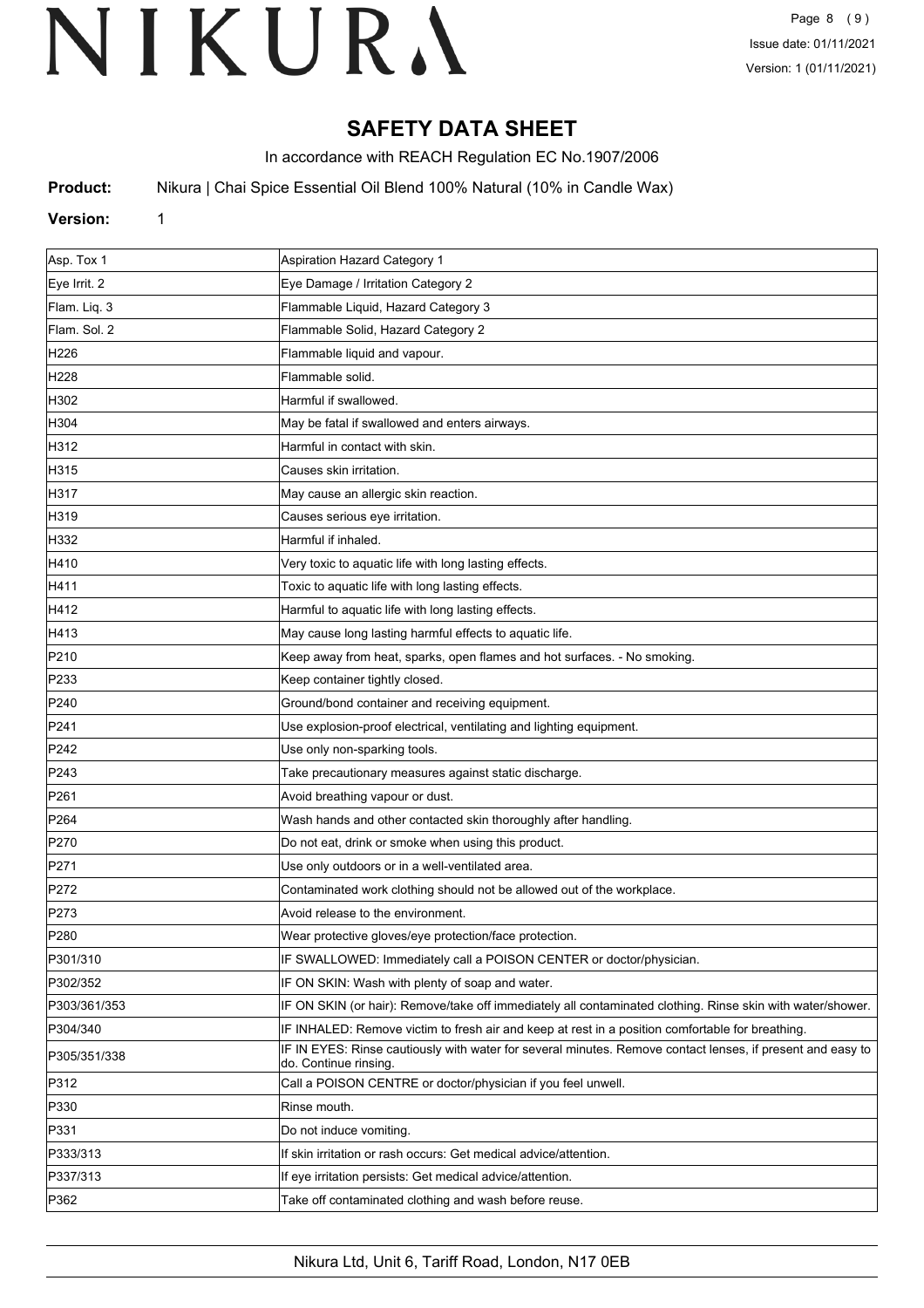# SAFETY DATA SHEET

In accordance with REACH Regulation EC No.1907/2006

**Product:** Nikura | Chai Spice Essential Oil Blend 100% Natural (10% in Candle Wax)

**Version:** 1

| | |
|---|---|
| Asp. Tox 1 | Aspiration Hazard Category 1 |
| Eye Irrit. 2 | Eye Damage / Irritation Category 2 |
| Flam. Liq. 3 | Flammable Liquid, Hazard Category 3 |
| Flam. Sol. 2 | Flammable Solid, Hazard Category 2 |
| H226 | Flammable liquid and vapour. |
| H228 | Flammable solid. |
| H302 | Harmful if swallowed. |
| H304 | May be fatal if swallowed and enters airways. |
| H312 | Harmful in contact with skin. |
| H315 | Causes skin irritation. |
| H317 | May cause an allergic skin reaction. |
| H319 | Causes serious eye irritation. |
| H332 | Harmful if inhaled. |
| H410 | Very toxic to aquatic life with long lasting effects. |
| H411 | Toxic to aquatic life with long lasting effects. |
| H412 | Harmful to aquatic life with long lasting effects. |
| H413 | May cause long lasting harmful effects to aquatic life. |
| P210 | Keep away from heat, sparks, open flames and hot surfaces. - No smoking. |
| P233 | Keep container tightly closed. |
| P240 | Ground/bond container and receiving equipment. |
| P241 | Use explosion-proof electrical, ventilating and lighting equipment. |
| P242 | Use only non-sparking tools. |
| P243 | Take precautionary measures against static discharge. |
| P261 | Avoid breathing vapour or dust. |
| P264 | Wash hands and other contacted skin thoroughly after handling. |
| P270 | Do not eat, drink or smoke when using this product. |
| P271 | Use only outdoors or in a well-ventilated area. |
| P272 | Contaminated work clothing should not be allowed out of the workplace. |
| P273 | Avoid release to the environment. |
| P280 | Wear protective gloves/eye protection/face protection. |
| P301/310 | IF SWALLOWED: Immediately call a POISON CENTER or doctor/physician. |
| P302/352 | IF ON SKIN: Wash with plenty of soap and water. |
| P303/361/353 | IF ON SKIN (or hair): Remove/take off immediately all contaminated clothing. Rinse skin with water/shower. |
| P304/340 | IF INHALED: Remove victim to fresh air and keep at rest in a position comfortable for breathing. |
| P305/351/338 | IF IN EYES: Rinse cautiously with water for several minutes. Remove contact lenses, if present and easy to do. Continue rinsing. |
| P312 | Call a POISON CENTRE or doctor/physician if you feel unwell. |
| P330 | Rinse mouth. |
| P331 | Do not induce vomiting. |
| P333/313 | If skin irritation or rash occurs: Get medical advice/attention. |
| P337/313 | If eye irritation persists: Get medical advice/attention. |
| P362 | Take off contaminated clothing and wash before reuse. |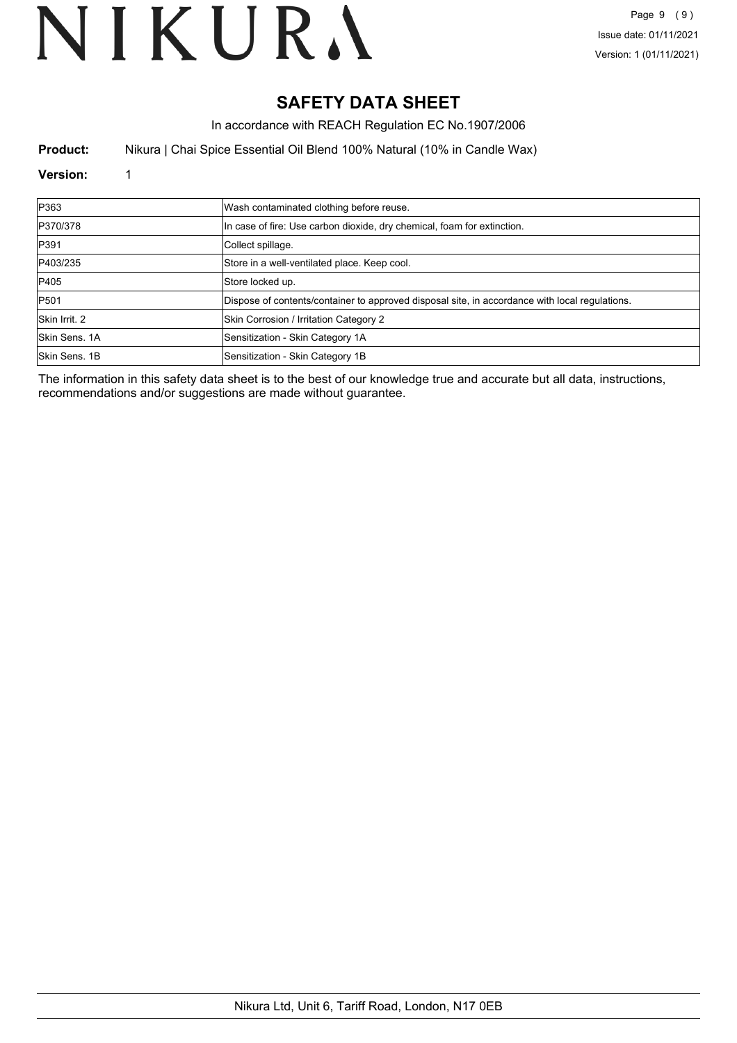## SAFETY DATA SHEET

In accordance with REACH Regulation EC No.1907/2006

**Product:** Nikura | Chai Spice Essential Oil Blend 100% Natural (10% in Candle Wax)

**Version:** 1

| | |
|---|---|
| P363 | Wash contaminated clothing before reuse. |
| P370/378 | In case of fire: Use carbon dioxide, dry chemical, foam for extinction. |
| P391 | Collect spillage. |
| P403/235 | Store in a well-ventilated place. Keep cool. |
| P405 | Store locked up. |
| P501 | Dispose of contents/container to approved disposal site, in accordance with local regulations. |
| Skin Irrit. 2 | Skin Corrosion / Irritation Category 2 |
| Skin Sens. 1A | Sensitization - Skin Category 1A |
| Skin Sens. 1B | Sensitization - Skin Category 1B |

The information in this safety data sheet is to the best of our knowledge true and accurate but all data, instructions, recommendations and/or suggestions are made without guarantee.